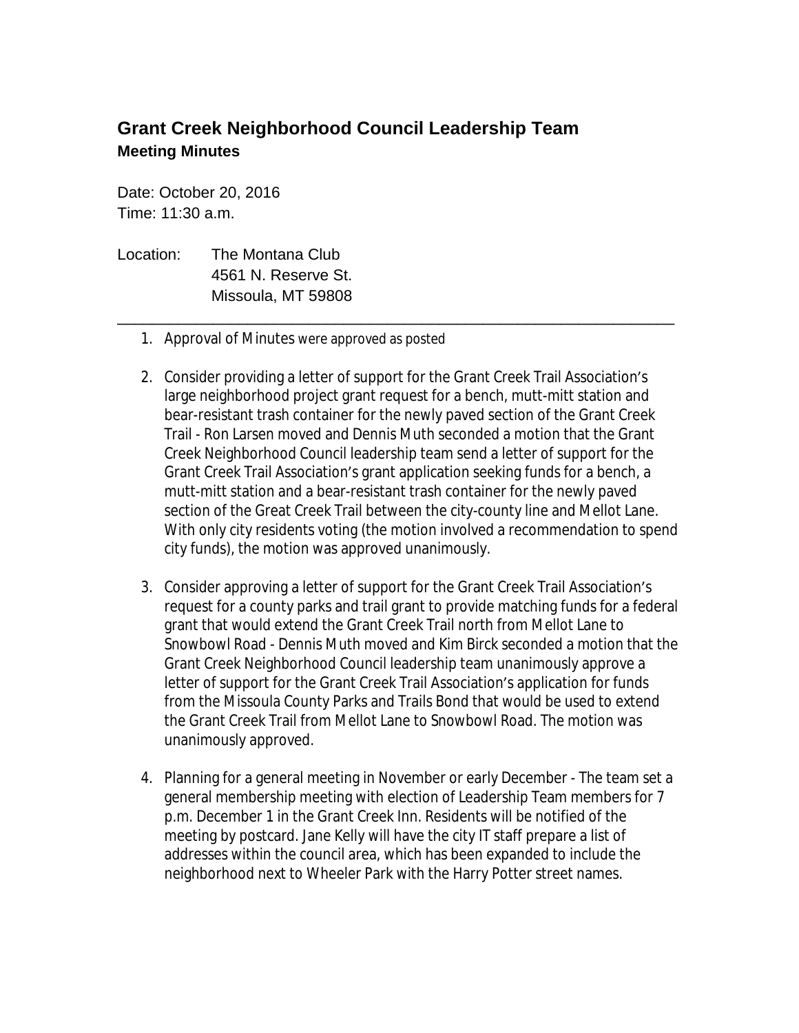# Grant Creek Neighborhood Council Leadership Team

## Meeting Minutes

Date: October 20, 2016
Time: 11:30 a.m.

Location: The Montana Club
4561 N. Reserve St.
Missoula, MT 59808

---

1. Approval of Minutes were approved as posted

2. Consider providing a letter of support for the Grant Creek Trail Association's large neighborhood project grant request for a bench, mutt-mitt station and bear-resistant trash container for the newly paved section of the Grant Creek Trail - Ron Larsen moved and Dennis Muth seconded a motion that the Grant Creek Neighborhood Council leadership team send a letter of support for the Grant Creek Trail Association's grant application seeking funds for a bench, a mutt-mitt station and a bear-resistant trash container for the newly paved section of the Great Creek Trail between the city-county line and Mellot Lane. With only city residents voting (the motion involved a recommendation to spend city funds), the motion was approved unanimously.

3. Consider approving a letter of support for the Grant Creek Trail Association's request for a county parks and trail grant to provide matching funds for a federal grant that would extend the Grant Creek Trail north from Mellot Lane to Snowbowl Road - Dennis Muth moved and Kim Birck seconded a motion that the Grant Creek Neighborhood Council leadership team unanimously approve a letter of support for the Grant Creek Trail Association's application for funds from the Missoula County Parks and Trails Bond that would be used to extend the Grant Creek Trail from Mellot Lane to Snowbowl Road. The motion was unanimously approved.

4. Planning for a general meeting in November or early December - The team set a general membership meeting with election of Leadership Team members for 7 p.m. December 1 in the Grant Creek Inn. Residents will be notified of the meeting by postcard. Jane Kelly will have the city IT staff prepare a list of addresses within the council area, which has been expanded to include the neighborhood next to Wheeler Park with the Harry Potter street names.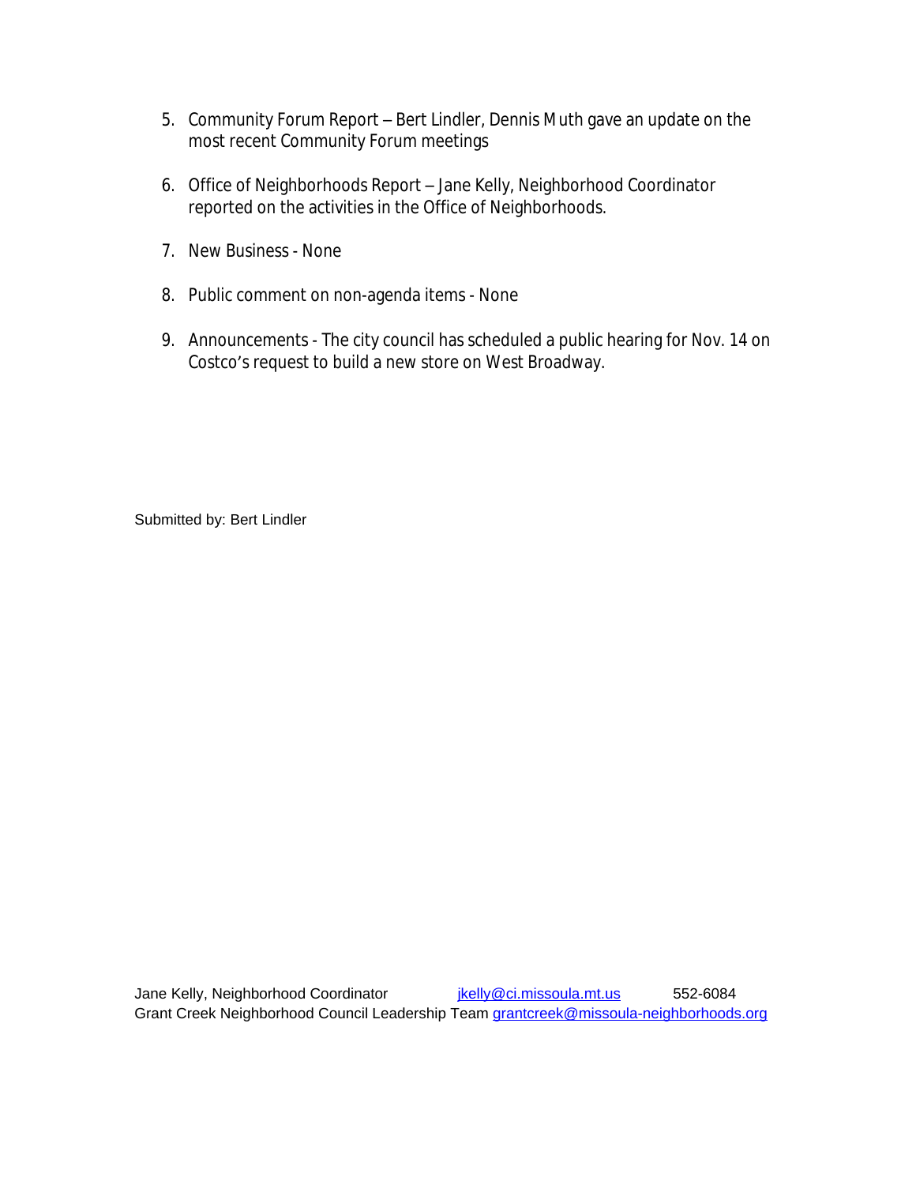5. Community Forum Report – Bert Lindler, Dennis Muth gave an update on the most recent Community Forum meetings

6. Office of Neighborhoods Report – Jane Kelly, Neighborhood Coordinator reported on the activities in the Office of Neighborhoods.

7. New Business - None

8. Public comment on non-agenda items - None

9. Announcements - The city council has scheduled a public hearing for Nov. 14 on Costco's request to build a new store on West Broadway.

Submitted by: Bert Lindler

Jane Kelly, Neighborhood Coordinator jkelly@ci.missoula.mt.us 552-6084
Grant Creek Neighborhood Council Leadership Team grantcreek@missoula-neighborhoods.org